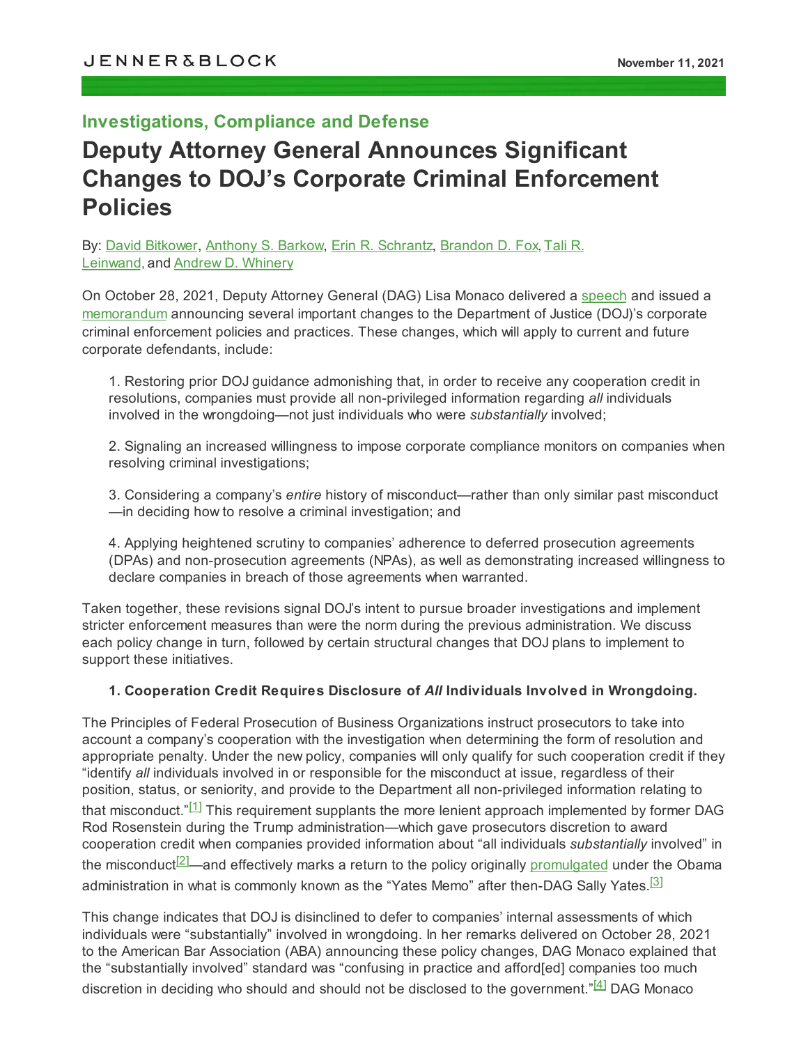JENNER&BLOCK

November 11, 2021

## Investigations, Compliance and Defense

# Deputy Attorney General Announces Significant Changes to DOJ's Corporate Criminal Enforcement Policies

By: David Bitkower, Anthony S. Barkow, Erin R. Schrantz, Brandon D. Fox, Tali R. Leinwand, and Andrew D. Whinery

On October 28, 2021, Deputy Attorney General (DAG) Lisa Monaco delivered a speech and issued a memorandum announcing several important changes to the Department of Justice (DOJ)'s corporate criminal enforcement policies and practices. These changes, which will apply to current and future corporate defendants, include:

1. Restoring prior DOJ guidance admonishing that, in order to receive any cooperation credit in resolutions, companies must provide all non-privileged information regarding *all* individuals involved in the wrongdoing—not just individuals who were *substantially* involved;

2. Signaling an increased willingness to impose corporate compliance monitors on companies when resolving criminal investigations;

3. Considering a company's *entire* history of misconduct—rather than only similar past misconduct—in deciding how to resolve a criminal investigation; and

4. Applying heightened scrutiny to companies' adherence to deferred prosecution agreements (DPAs) and non-prosecution agreements (NPAs), as well as demonstrating increased willingness to declare companies in breach of those agreements when warranted.

Taken together, these revisions signal DOJ's intent to pursue broader investigations and implement stricter enforcement measures than were the norm during the previous administration. We discuss each policy change in turn, followed by certain structural changes that DOJ plans to implement to support these initiatives.

### 1. Cooperation Credit Requires Disclosure of *All* Individuals Involved in Wrongdoing.

The Principles of Federal Prosecution of Business Organizations instruct prosecutors to take into account a company's cooperation with the investigation when determining the form of resolution and appropriate penalty. Under the new policy, companies will only qualify for such cooperation credit if they "identify *all* individuals involved in or responsible for the misconduct at issue, regardless of their position, status, or seniority, and provide to the Department all non-privileged information relating to that misconduct."[1] This requirement supplants the more lenient approach implemented by former DAG Rod Rosenstein during the Trump administration—which gave prosecutors discretion to award cooperation credit when companies provided information about "all individuals *substantially* involved" in the misconduct[2]—and effectively marks a return to the policy originally promulgated under the Obama administration in what is commonly known as the "Yates Memo" after then-DAG Sally Yates.[3]

This change indicates that DOJ is disinclined to defer to companies' internal assessments of which individuals were "substantially" involved in wrongdoing. In her remarks delivered on October 28, 2021 to the American Bar Association (ABA) announcing these policy changes, DAG Monaco explained that the "substantially involved" standard was "confusing in practice and afford[ed] companies too much discretion in deciding who should and should not be disclosed to the government."[4] DAG Monaco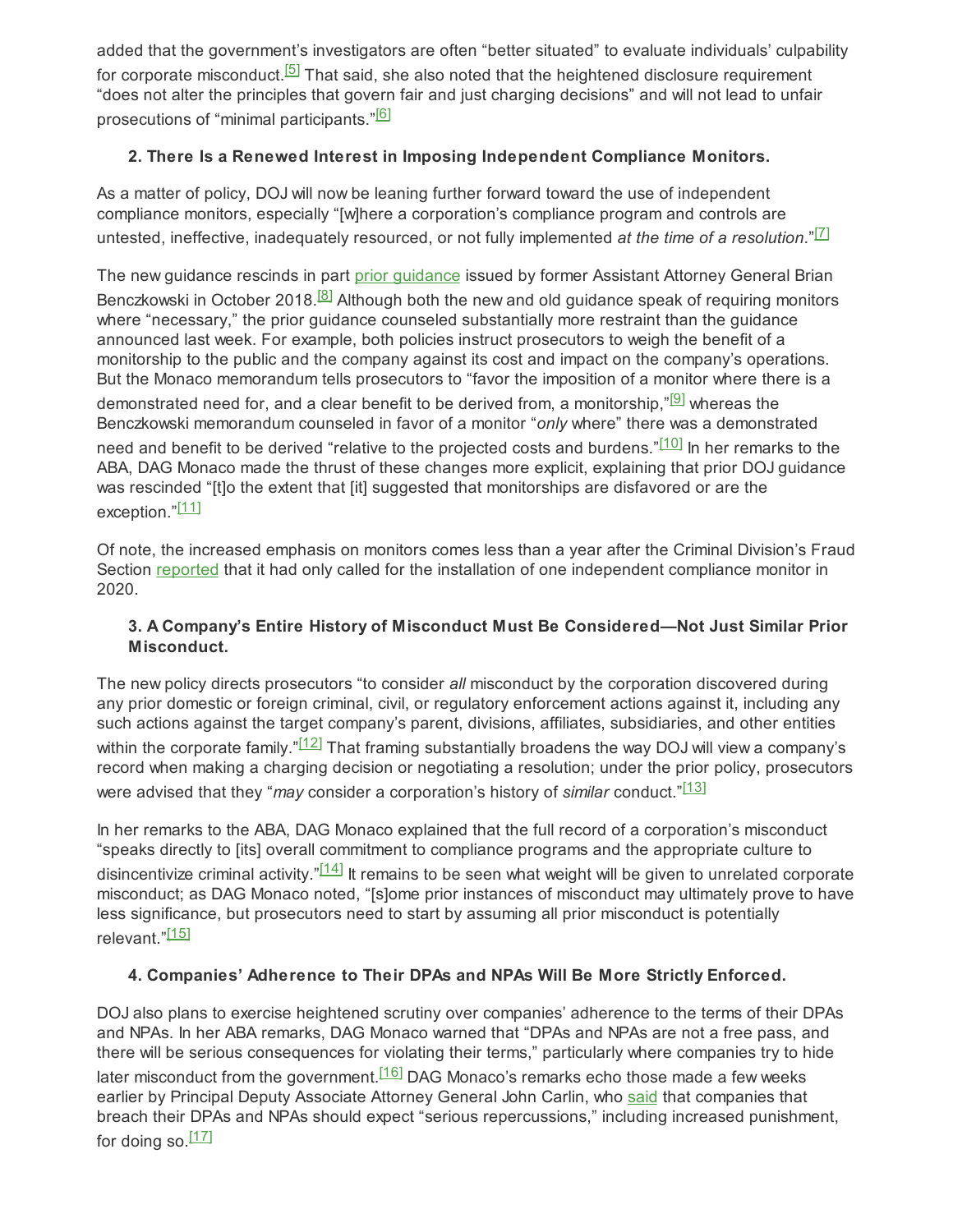added that the government's investigators are often "better situated" to evaluate individuals' culpability for corporate misconduct.[5] That said, she also noted that the heightened disclosure requirement "does not alter the principles that govern fair and just charging decisions" and will not lead to unfair prosecutions of "minimal participants."[6]

**2. There Is a Renewed Interest in Imposing Independent Compliance Monitors.**

As a matter of policy, DOJ will now be leaning further forward toward the use of independent compliance monitors, especially "[w]here a corporation's compliance program and controls are untested, ineffective, inadequately resourced, or not fully implemented *at the time of a resolution*."[7]

The new guidance rescinds in part prior guidance issued by former Assistant Attorney General Brian Benczkowski in October 2018.[8] Although both the new and old guidance speak of requiring monitors where "necessary," the prior guidance counseled substantially more restraint than the guidance announced last week. For example, both policies instruct prosecutors to weigh the benefit of a monitorship to the public and the company against its cost and impact on the company's operations. But the Monaco memorandum tells prosecutors to "favor the imposition of a monitor where there is a demonstrated need for, and a clear benefit to be derived from, a monitorship,"[9] whereas the Benczkowski memorandum counseled in favor of a monitor "*only* where" there was a demonstrated need and benefit to be derived "relative to the projected costs and burdens."[10] In her remarks to the ABA, DAG Monaco made the thrust of these changes more explicit, explaining that prior DOJ guidance was rescinded "[t]o the extent that [it] suggested that monitorships are disfavored or are the exception."[11]

Of note, the increased emphasis on monitors comes less than a year after the Criminal Division's Fraud Section reported that it had only called for the installation of one independent compliance monitor in 2020.

**3. A Company's Entire History of Misconduct Must Be Considered—Not Just Similar Prior Misconduct.**

The new policy directs prosecutors "to consider *all* misconduct by the corporation discovered during any prior domestic or foreign criminal, civil, or regulatory enforcement actions against it, including any such actions against the target company's parent, divisions, affiliates, subsidiaries, and other entities within the corporate family."[12] That framing substantially broadens the way DOJ will view a company's record when making a charging decision or negotiating a resolution; under the prior policy, prosecutors were advised that they "*may* consider a corporation's history of *similar* conduct."[13]

In her remarks to the ABA, DAG Monaco explained that the full record of a corporation's misconduct "speaks directly to [its] overall commitment to compliance programs and the appropriate culture to disincentivize criminal activity."[14] It remains to be seen what weight will be given to unrelated corporate misconduct; as DAG Monaco noted, "[s]ome prior instances of misconduct may ultimately prove to have less significance, but prosecutors need to start by assuming all prior misconduct is potentially relevant."[15]

**4. Companies' Adherence to Their DPAs and NPAs Will Be More Strictly Enforced.**

DOJ also plans to exercise heightened scrutiny over companies' adherence to the terms of their DPAs and NPAs. In her ABA remarks, DAG Monaco warned that "DPAs and NPAs are not a free pass, and there will be serious consequences for violating their terms," particularly where companies try to hide later misconduct from the government.[16] DAG Monaco's remarks echo those made a few weeks earlier by Principal Deputy Associate Attorney General John Carlin, who said that companies that breach their DPAs and NPAs should expect "serious repercussions," including increased punishment, for doing so.[17]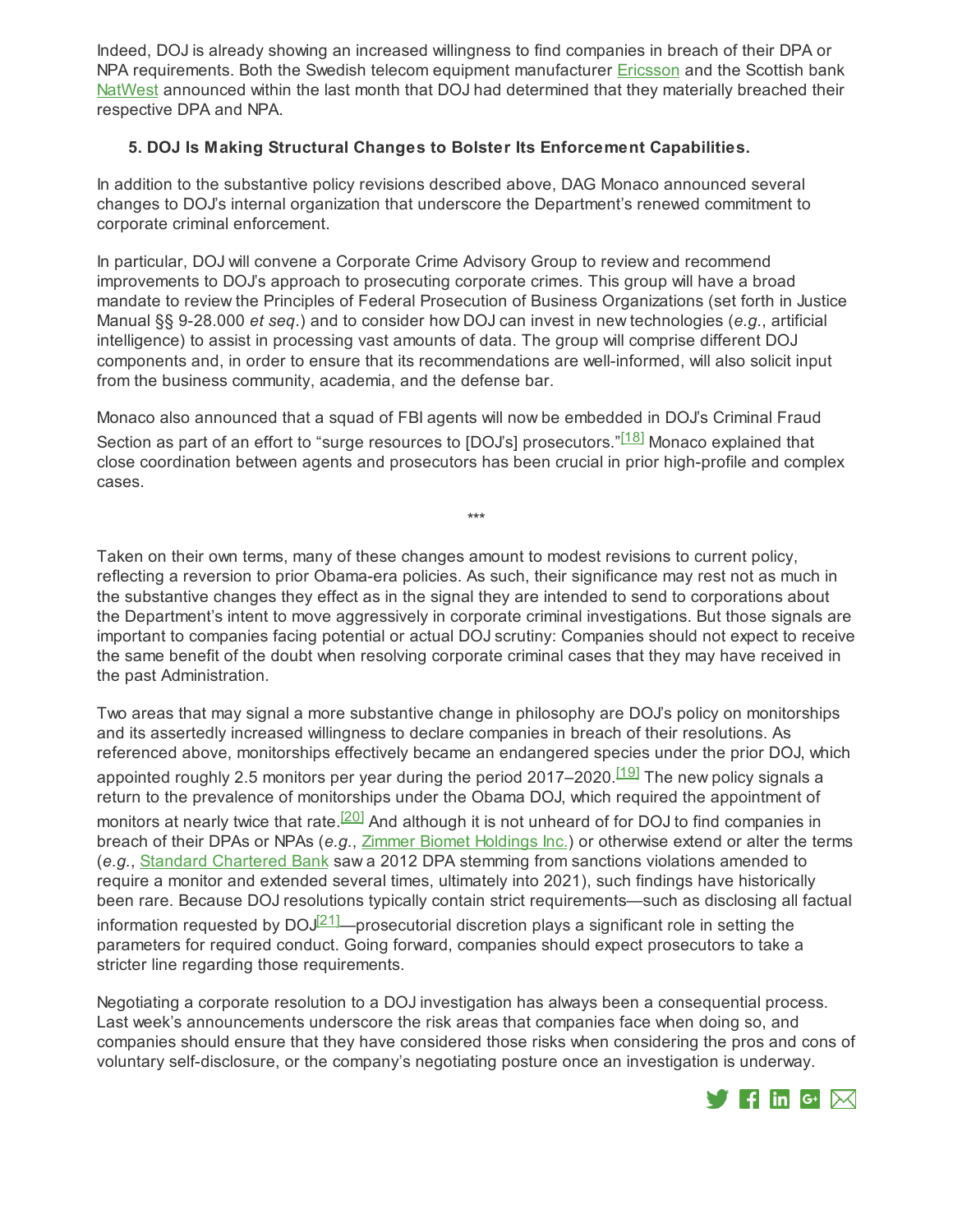Indeed, DOJ is already showing an increased willingness to find companies in breach of their DPA or NPA requirements. Both the Swedish telecom equipment manufacturer Ericsson and the Scottish bank NatWest announced within the last month that DOJ had determined that they materially breached their respective DPA and NPA.

**5. DOJ Is Making Structural Changes to Bolster Its Enforcement Capabilities.**

In addition to the substantive policy revisions described above, DAG Monaco announced several changes to DOJ's internal organization that underscore the Department's renewed commitment to corporate criminal enforcement.

In particular, DOJ will convene a Corporate Crime Advisory Group to review and recommend improvements to DOJ's approach to prosecuting corporate crimes. This group will have a broad mandate to review the Principles of Federal Prosecution of Business Organizations (set forth in Justice Manual §§ 9-28.000 *et seq*.) and to consider how DOJ can invest in new technologies (*e.g.*, artificial intelligence) to assist in processing vast amounts of data. The group will comprise different DOJ components and, in order to ensure that its recommendations are well-informed, will also solicit input from the business community, academia, and the defense bar.

Monaco also announced that a squad of FBI agents will now be embedded in DOJ's Criminal Fraud Section as part of an effort to "surge resources to [DOJ's] prosecutors."[18] Monaco explained that close coordination between agents and prosecutors has been crucial in prior high-profile and complex cases.

***

Taken on their own terms, many of these changes amount to modest revisions to current policy, reflecting a reversion to prior Obama-era policies. As such, their significance may rest not as much in the substantive changes they effect as in the signal they are intended to send to corporations about the Department's intent to move aggressively in corporate criminal investigations. But those signals are important to companies facing potential or actual DOJ scrutiny: Companies should not expect to receive the same benefit of the doubt when resolving corporate criminal cases that they may have received in the past Administration.

Two areas that may signal a more substantive change in philosophy are DOJ's policy on monitorships and its assertedly increased willingness to declare companies in breach of their resolutions. As referenced above, monitorships effectively became an endangered species under the prior DOJ, which appointed roughly 2.5 monitors per year during the period 2017–2020.[19] The new policy signals a return to the prevalence of monitorships under the Obama DOJ, which required the appointment of monitors at nearly twice that rate.[20] And although it is not unheard of for DOJ to find companies in breach of their DPAs or NPAs (*e.g.*, Zimmer Biomet Holdings Inc.) or otherwise extend or alter the terms (*e.g.*, Standard Chartered Bank saw a 2012 DPA stemming from sanctions violations amended to require a monitor and extended several times, ultimately into 2021), such findings have historically been rare. Because DOJ resolutions typically contain strict requirements—such as disclosing all factual information requested by DOJ[21]—prosecutorial discretion plays a significant role in setting the parameters for required conduct. Going forward, companies should expect prosecutors to take a stricter line regarding those requirements.

Negotiating a corporate resolution to a DOJ investigation has always been a consequential process. Last week's announcements underscore the risk areas that companies face when doing so, and companies should ensure that they have considered those risks when considering the pros and cons of voluntary self-disclosure, or the company's negotiating posture once an investigation is underway.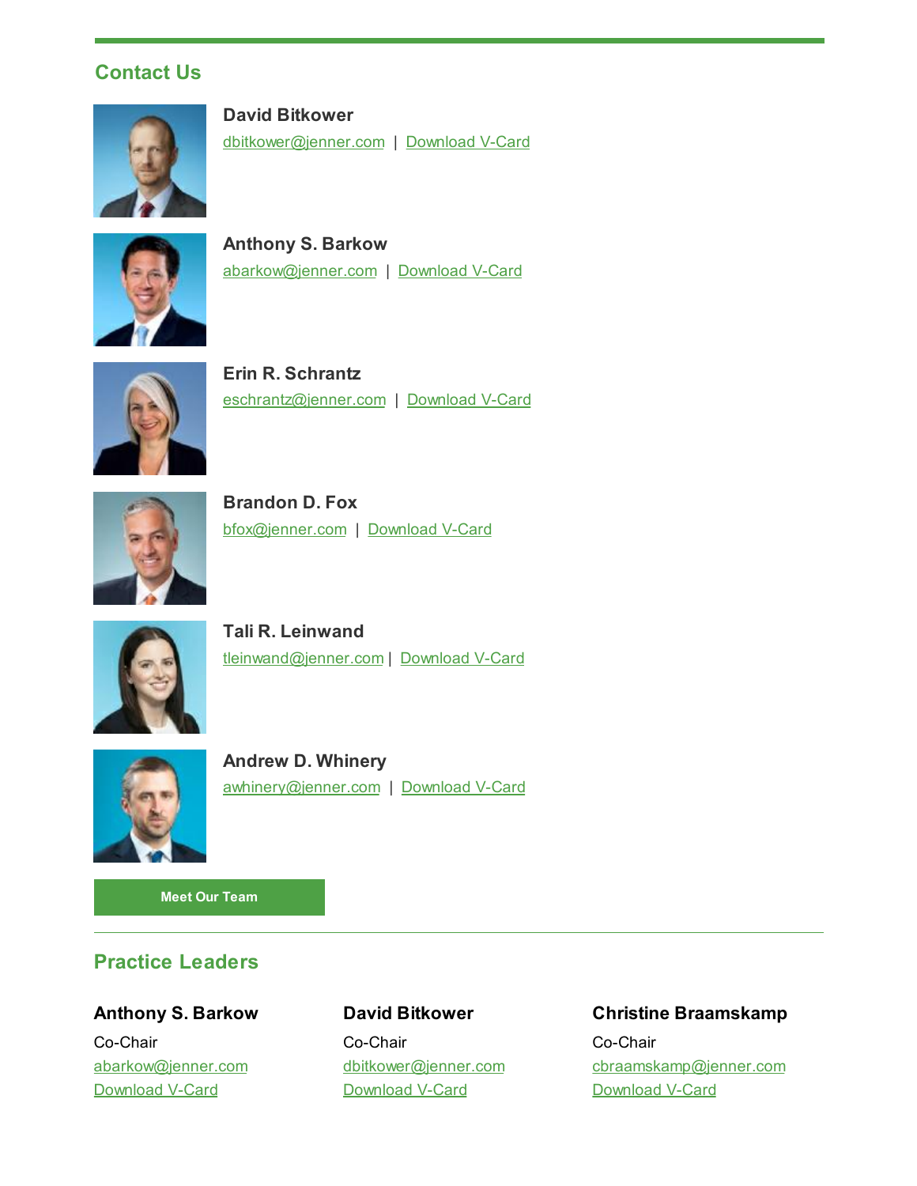## Contact Us

**David Bitkower**
dbitkower@jenner.com | Download V-Card

**Anthony S. Barkow**
abarkow@jenner.com | Download V-Card

**Erin R. Schrantz**
eschrantz@jenner.com | Download V-Card

**Brandon D. Fox**
bfox@jenner.com | Download V-Card

**Tali R. Leinwand**
tleinwand@jenner.com | Download V-Card

**Andrew D. Whinery**
awhinery@jenner.com | Download V-Card

Meet Our Team

---

## Practice Leaders

**Anthony S. Barkow**
Co-Chair
abarkow@jenner.com
Download V-Card

**David Bitkower**
Co-Chair
dbitkower@jenner.com
Download V-Card

**Christine Braamskamp**
Co-Chair
cbraamskamp@jenner.com
Download V-Card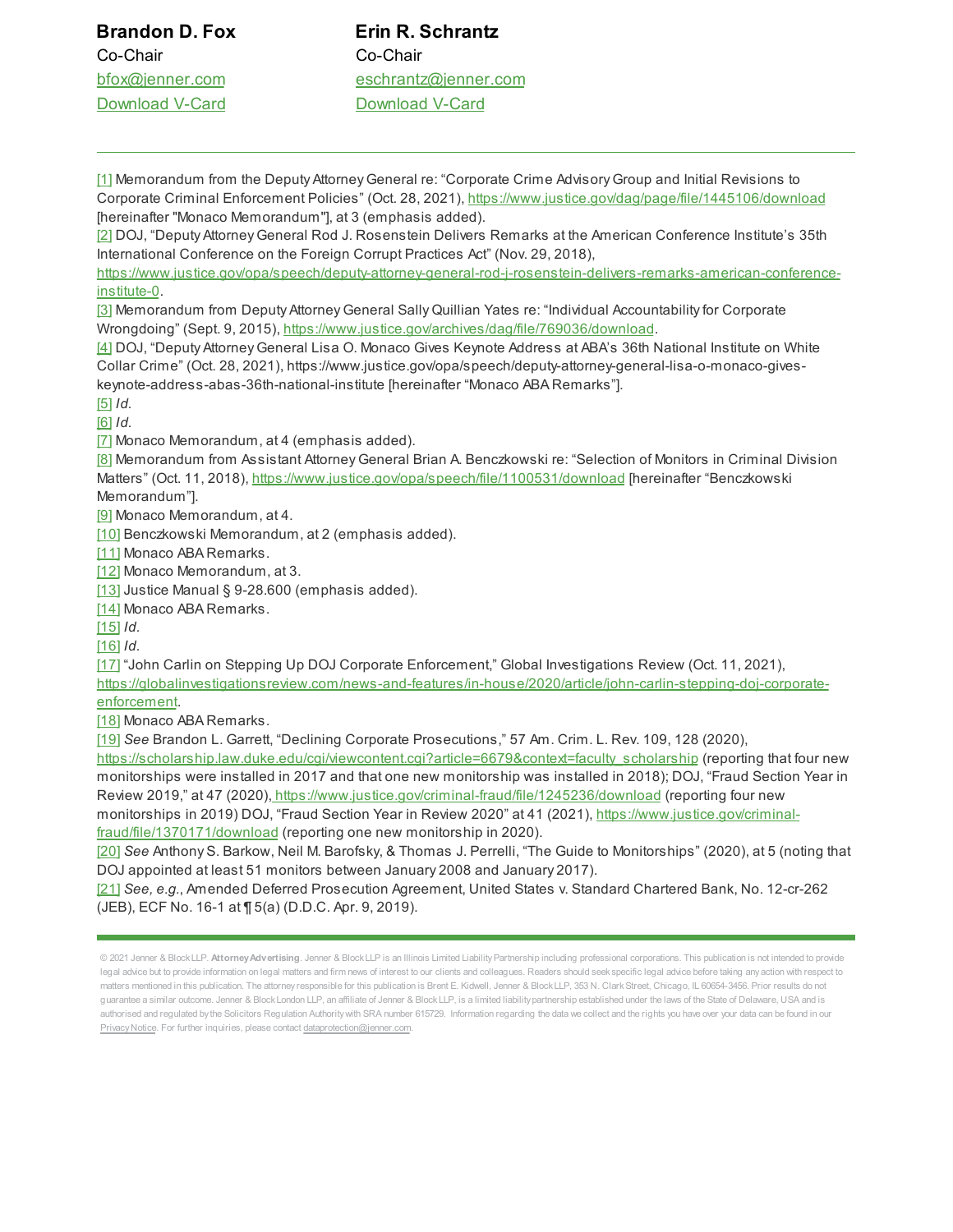**Brandon D. Fox**
Co-Chair
bfox@jenner.com
Download V-Card

**Erin R. Schrantz**
Co-Chair
eschrantz@jenner.com
Download V-Card

---

[1] Memorandum from the Deputy Attorney General re: "Corporate Crime Advisory Group and Initial Revisions to Corporate Criminal Enforcement Policies" (Oct. 28, 2021), https://www.justice.gov/dag/page/file/1445106/download [hereinafter "Monaco Memorandum"], at 3 (emphasis added).
[2] DOJ, "Deputy Attorney General Rod J. Rosenstein Delivers Remarks at the American Conference Institute's 35th International Conference on the Foreign Corrupt Practices Act" (Nov. 29, 2018), https://www.justice.gov/opa/speech/deputy-attorney-general-rod-j-rosenstein-delivers-remarks-american-conference-institute-0.
[3] Memorandum from Deputy Attorney General Sally Quillian Yates re: "Individual Accountability for Corporate Wrongdoing" (Sept. 9, 2015), https://www.justice.gov/archives/dag/file/769036/download.
[4] DOJ, "Deputy Attorney General Lisa O. Monaco Gives Keynote Address at ABA's 36th National Institute on White Collar Crime" (Oct. 28, 2021), https://www.justice.gov/opa/speech/deputy-attorney-general-lisa-o-monaco-gives-keynote-address-abas-36th-national-institute [hereinafter "Monaco ABA Remarks"].
[5] *Id.*
[6] *Id.*
[7] Monaco Memorandum, at 4 (emphasis added).
[8] Memorandum from Assistant Attorney General Brian A. Benczkowski re: "Selection of Monitors in Criminal Division Matters" (Oct. 11, 2018), https://www.justice.gov/opa/speech/file/1100531/download [hereinafter "Benczkowski Memorandum"].
[9] Monaco Memorandum, at 4.
[10] Benczkowski Memorandum, at 2 (emphasis added).
[11] Monaco ABA Remarks.
[12] Monaco Memorandum, at 3.
[13] Justice Manual § 9-28.600 (emphasis added).
[14] Monaco ABA Remarks.
[15] *Id.*
[16] *Id.*
[17] "John Carlin on Stepping Up DOJ Corporate Enforcement," Global Investigations Review (Oct. 11, 2021), https://globalinvestigationsreview.com/news-and-features/in-house/2020/article/john-carlin-stepping-doj-corporate-enforcement.
[18] Monaco ABA Remarks.
[19] *See* Brandon L. Garrett, "Declining Corporate Prosecutions," 57 Am. Crim. L. Rev. 109, 128 (2020), https://scholarship.law.duke.edu/cgi/viewcontent.cgi?article=6679&context=faculty_scholarship (reporting that four new monitorships were installed in 2017 and that one new monitorship was installed in 2018); DOJ, "Fraud Section Year in Review 2019," at 47 (2020), https://www.justice.gov/criminal-fraud/file/1245236/download (reporting four new monitorships in 2019) DOJ, "Fraud Section Year in Review 2020" at 41 (2021), https://www.justice.gov/criminal-fraud/file/1370171/download (reporting one new monitorship in 2020).
[20] *See* Anthony S. Barkow, Neil M. Barofsky, & Thomas J. Perrelli, "The Guide to Monitorships" (2020), at 5 (noting that DOJ appointed at least 51 monitors between January 2008 and January 2017).
[21] *See, e.g.*, Amended Deferred Prosecution Agreement, United States v. Standard Chartered Bank, No. 12-cr-262 (JEB), ECF No. 16-1 at ¶ 5(a) (D.D.C. Apr. 9, 2019).

---

© 2021 Jenner & Block LLP. **Attorney Advertising**. Jenner & Block LLP is an Illinois Limited Liability Partnership including professional corporations. This publication is not intended to provide legal advice but to provide information on legal matters and firm news of interest to our clients and colleagues. Readers should seek specific legal advice before taking any action with respect to matters mentioned in this publication. The attorney responsible for this publication is Brent E. Kidwell, Jenner & Block LLP, 353 N. Clark Street, Chicago, IL 60654-3456. Prior results do not guarantee a similar outcome. Jenner & Block London LLP, an affiliate of Jenner & Block LLP, is a limited liability partnership established under the laws of the State of Delaware, USA and is authorised and regulated by the Solicitors Regulation Authority with SRA number 615729. Information regarding the data we collect and the rights you have over your data can be found in our Privacy Notice. For further inquiries, please contact dataprotection@jenner.com.